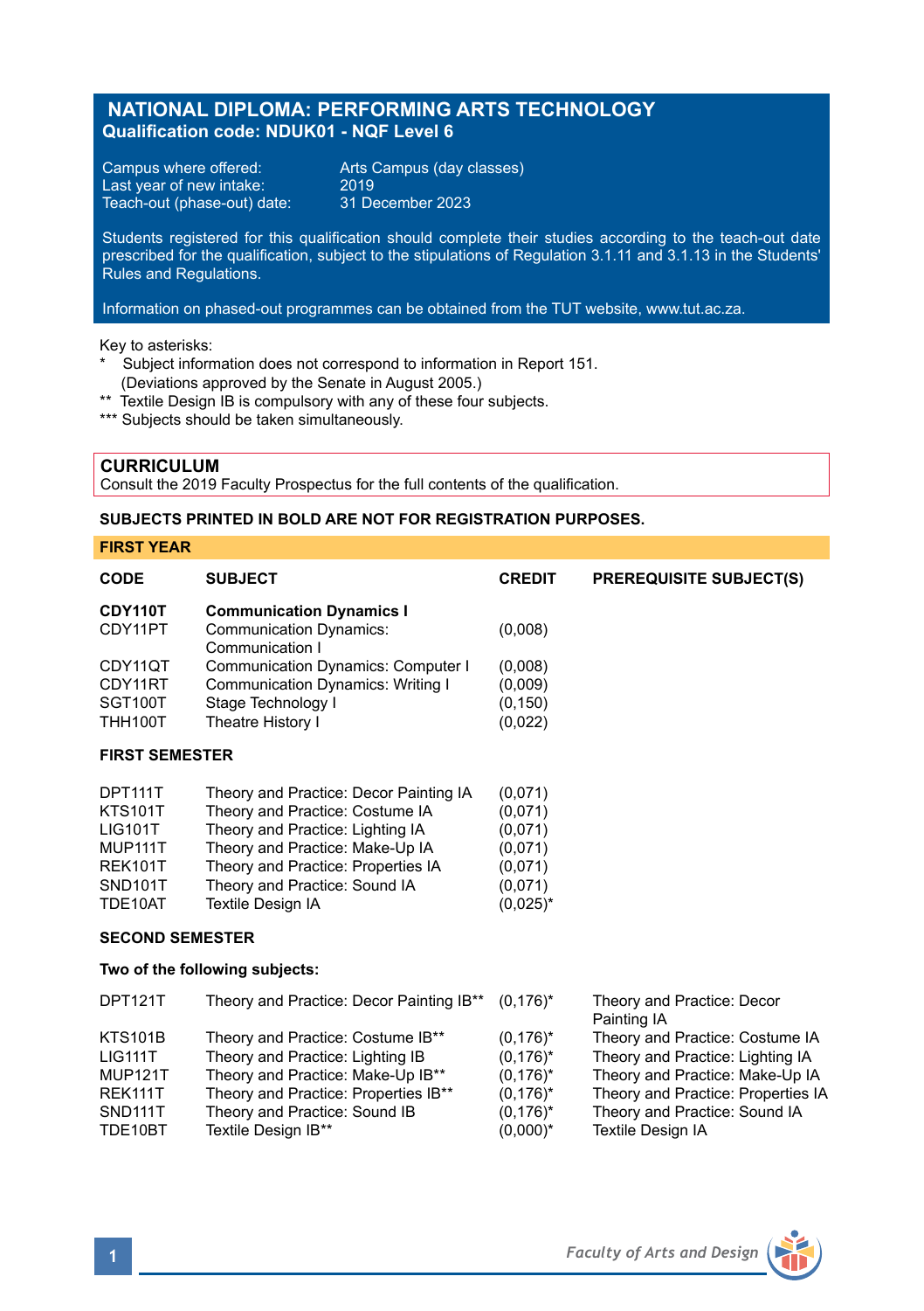# NATIONAL DIPLOMA: PERFORMING ARTS TECHNOLOGY

**Qualification code: NDUK01 - NQF Level 6**

Campus where offered: Arts Campus (day classes)
Last year of new intake: 2019
Teach-out (phase-out) date: 31 December 2023

Students registered for this qualification should complete their studies according to the teach-out date prescribed for the qualification, subject to the stipulations of Regulation 3.1.11 and 3.1.13 in the Students' Rules and Regulations.

Information on phased-out programmes can be obtained from the TUT website, www.tut.ac.za.

Key to asterisks:
- \* Subject information does not correspond to information in Report 151. (Deviations approved by the Senate in August 2005.)
- \*\* Textile Design IB is compulsory with any of these four subjects.
- \*\*\* Subjects should be taken simultaneously.

## CURRICULUM

Consult the 2019 Faculty Prospectus for the full contents of the qualification.

**SUBJECTS PRINTED IN BOLD ARE NOT FOR REGISTRATION PURPOSES.**

### FIRST YEAR

| CODE | SUBJECT | CREDIT | PREREQUISITE SUBJECT(S) |
|---|---|---|---|
| **CDY110T** | **Communication Dynamics I** | | |
| CDY11PT | Communication Dynamics: Communication I | (0,008) | |
| CDY11QT | Communication Dynamics: Computer I | (0,008) | |
| CDY11RT | Communication Dynamics: Writing I | (0,009) | |
| SGT100T | Stage Technology I | (0,150) | |
| THH100T | Theatre History I | (0,022) | |

**FIRST SEMESTER**

| CODE | SUBJECT | CREDIT | PREREQUISITE SUBJECT(S) |
|---|---|---|---|
| DPT111T | Theory and Practice: Decor Painting IA | (0,071) | |
| KTS101T | Theory and Practice: Costume IA | (0,071) | |
| LIG101T | Theory and Practice: Lighting IA | (0,071) | |
| MUP111T | Theory and Practice: Make-Up IA | (0,071) | |
| REK101T | Theory and Practice: Properties IA | (0,071) | |
| SND101T | Theory and Practice: Sound IA | (0,071) | |
| TDE10AT | Textile Design IA | (0,025)* | |

**SECOND SEMESTER**

**Two of the following subjects:**

| CODE | SUBJECT | CREDIT | PREREQUISITE SUBJECT(S) |
|---|---|---|---|
| DPT121T | Theory and Practice: Decor Painting IB** | (0,176)* | Theory and Practice: Decor Painting IA |
| KTS101B | Theory and Practice: Costume IB** | (0,176)* | Theory and Practice: Costume IA |
| LIG111T | Theory and Practice: Lighting IB | (0,176)* | Theory and Practice: Lighting IA |
| MUP121T | Theory and Practice: Make-Up IB** | (0,176)* | Theory and Practice: Make-Up IA |
| REK111T | Theory and Practice: Properties IB** | (0,176)* | Theory and Practice: Properties IA |
| SND111T | Theory and Practice: Sound IB | (0,176)* | Theory and Practice: Sound IA |
| TDE10BT | Textile Design IB** | (0,000)* | Textile Design IA |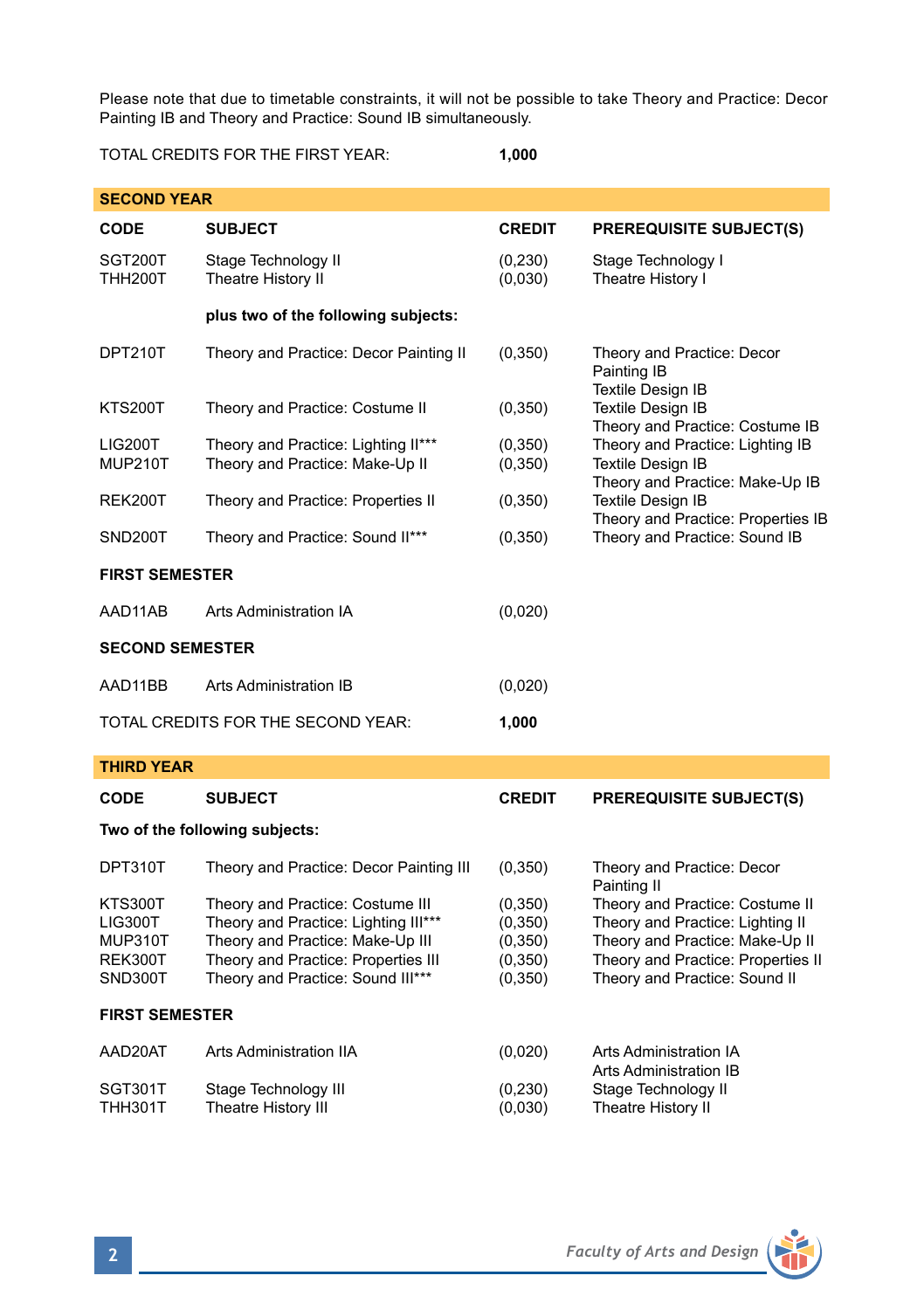Please note that due to timetable constraints, it will not be possible to take Theory and Practice: Decor Painting IB and Theory and Practice: Sound IB simultaneously.

TOTAL CREDITS FOR THE FIRST YEAR: **1,000**

## SECOND YEAR

| CODE | SUBJECT | CREDIT | PREREQUISITE SUBJECT(S) |
|---|---|---|---|
| SGT200T | Stage Technology II | (0,230) | Stage Technology I |
| THH200T | Theatre History II | (0,030) | Theatre History I |
| | **plus two of the following subjects:** | | |
| DPT210T | Theory and Practice: Decor Painting II | (0,350) | Theory and Practice: Decor Painting IB<br>Textile Design IB |
| KTS200T | Theory and Practice: Costume II | (0,350) | Textile Design IB<br>Theory and Practice: Costume IB |
| LIG200T | Theory and Practice: Lighting II*** | (0,350) | Theory and Practice: Lighting IB |
| MUP210T | Theory and Practice: Make-Up II | (0,350) | Textile Design IB<br>Theory and Practice: Make-Up IB |
| REK200T | Theory and Practice: Properties II | (0,350) | Textile Design IB<br>Theory and Practice: Properties IB |
| SND200T | Theory and Practice: Sound II*** | (0,350) | Theory and Practice: Sound IB |
| **FIRST SEMESTER** | | | |
| AAD11AB | Arts Administration IA | (0,020) | |
| **SECOND SEMESTER** | | | |
| AAD11BB | Arts Administration IB | (0,020) | |

TOTAL CREDITS FOR THE SECOND YEAR: **1,000**

## THIRD YEAR

| CODE | SUBJECT | CREDIT | PREREQUISITE SUBJECT(S) |
|---|---|---|---|
| **Two of the following subjects:** | | | |
| DPT310T | Theory and Practice: Decor Painting III | (0,350) | Theory and Practice: Decor Painting II |
| KTS300T | Theory and Practice: Costume III | (0,350) | Theory and Practice: Costume II |
| LIG300T | Theory and Practice: Lighting III*** | (0,350) | Theory and Practice: Lighting II |
| MUP310T | Theory and Practice: Make-Up III | (0,350) | Theory and Practice: Make-Up II |
| REK300T | Theory and Practice: Properties III | (0,350) | Theory and Practice: Properties II |
| SND300T | Theory and Practice: Sound III*** | (0,350) | Theory and Practice: Sound II |
| **FIRST SEMESTER** | | | |
| AAD20AT | Arts Administration IIA | (0,020) | Arts Administration IA<br>Arts Administration IB |
| SGT301T | Stage Technology III | (0,230) | Stage Technology II |
| THH301T | Theatre History III | (0,030) | Theatre History II |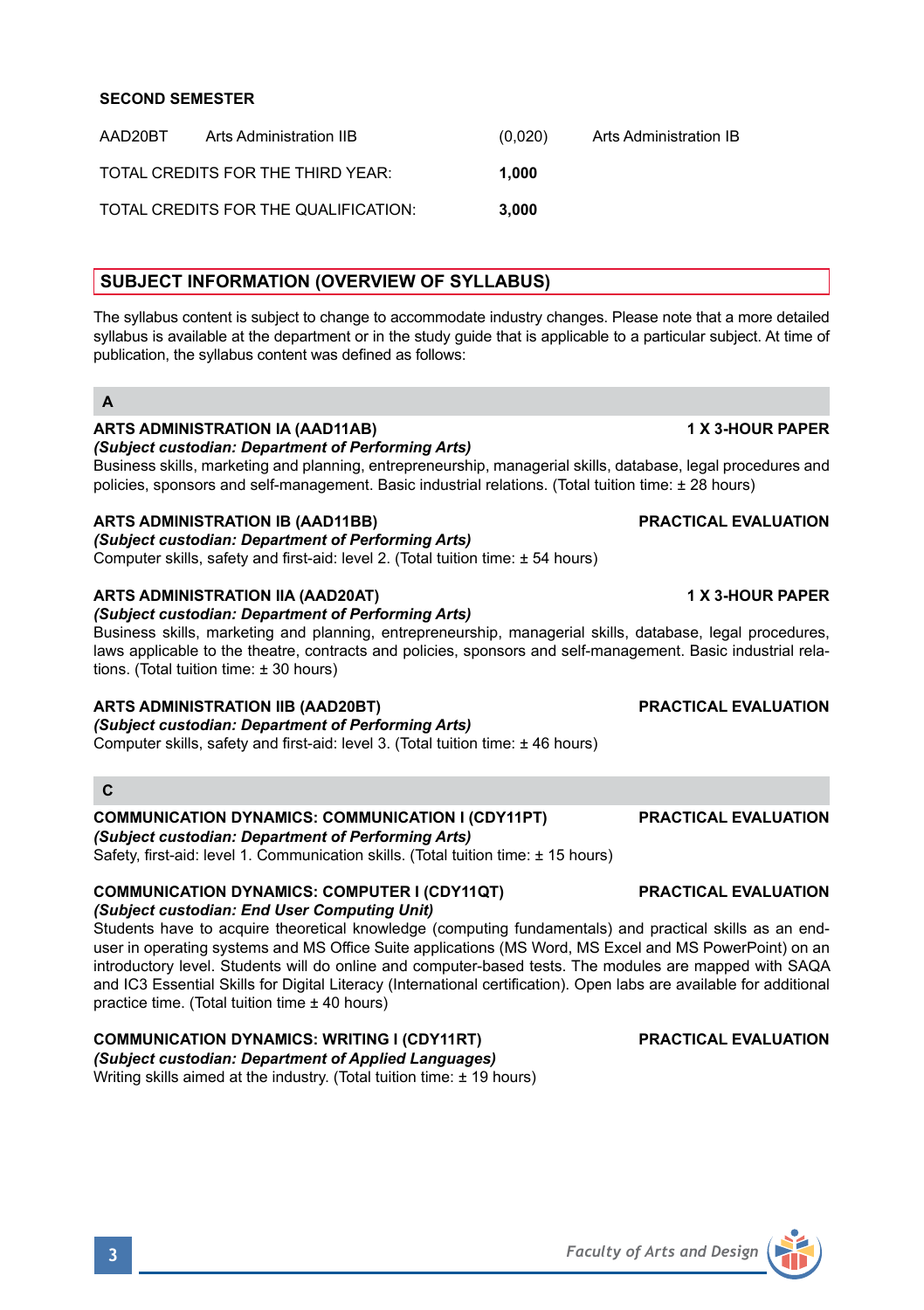**SECOND SEMESTER**

| | | | |
|---|---|---|---|
| AAD20BT | Arts Administration IIB | (0,020) | Arts Administration IB |
| TOTAL CREDITS FOR THE THIRD YEAR: | | **1,000** | |
| TOTAL CREDITS FOR THE QUALIFICATION: | | **3,000** | |

## SUBJECT INFORMATION (OVERVIEW OF SYLLABUS)

The syllabus content is subject to change to accommodate industry changes. Please note that a more detailed syllabus is available at the department or in the study guide that is applicable to a particular subject. At time of publication, the syllabus content was defined as follows:

### A

**ARTS ADMINISTRATION IA (AAD11AB)** **1 X 3-HOUR PAPER**
*(Subject custodian: Department of Performing Arts)*
Business skills, marketing and planning, entrepreneurship, managerial skills, database, legal procedures and policies, sponsors and self-management. Basic industrial relations. (Total tuition time: ± 28 hours)

**ARTS ADMINISTRATION IB (AAD11BB)** **PRACTICAL EVALUATION**
*(Subject custodian: Department of Performing Arts)*
Computer skills, safety and first-aid: level 2. (Total tuition time: ± 54 hours)

**ARTS ADMINISTRATION IIA (AAD20AT)** **1 X 3-HOUR PAPER**
*(Subject custodian: Department of Performing Arts)*
Business skills, marketing and planning, entrepreneurship, managerial skills, database, legal procedures, laws applicable to the theatre, contracts and policies, sponsors and self-management. Basic industrial relations. (Total tuition time: ± 30 hours)

**ARTS ADMINISTRATION IIB (AAD20BT)** **PRACTICAL EVALUATION**
*(Subject custodian: Department of Performing Arts)*
Computer skills, safety and first-aid: level 3. (Total tuition time: ± 46 hours)

### C

**COMMUNICATION DYNAMICS: COMMUNICATION I (CDY11PT)** **PRACTICAL EVALUATION**
*(Subject custodian: Department of Performing Arts)*
Safety, first-aid: level 1. Communication skills. (Total tuition time: ± 15 hours)

**COMMUNICATION DYNAMICS: COMPUTER I (CDY11QT)** **PRACTICAL EVALUATION**
*(Subject custodian: End User Computing Unit)*
Students have to acquire theoretical knowledge (computing fundamentals) and practical skills as an end-user in operating systems and MS Office Suite applications (MS Word, MS Excel and MS PowerPoint) on an introductory level. Students will do online and computer-based tests. The modules are mapped with SAQA and IC3 Essential Skills for Digital Literacy (International certification). Open labs are available for additional practice time. (Total tuition time ± 40 hours)

**COMMUNICATION DYNAMICS: WRITING I (CDY11RT)** **PRACTICAL EVALUATION**
*(Subject custodian: Department of Applied Languages)*
Writing skills aimed at the industry. (Total tuition time: ± 19 hours)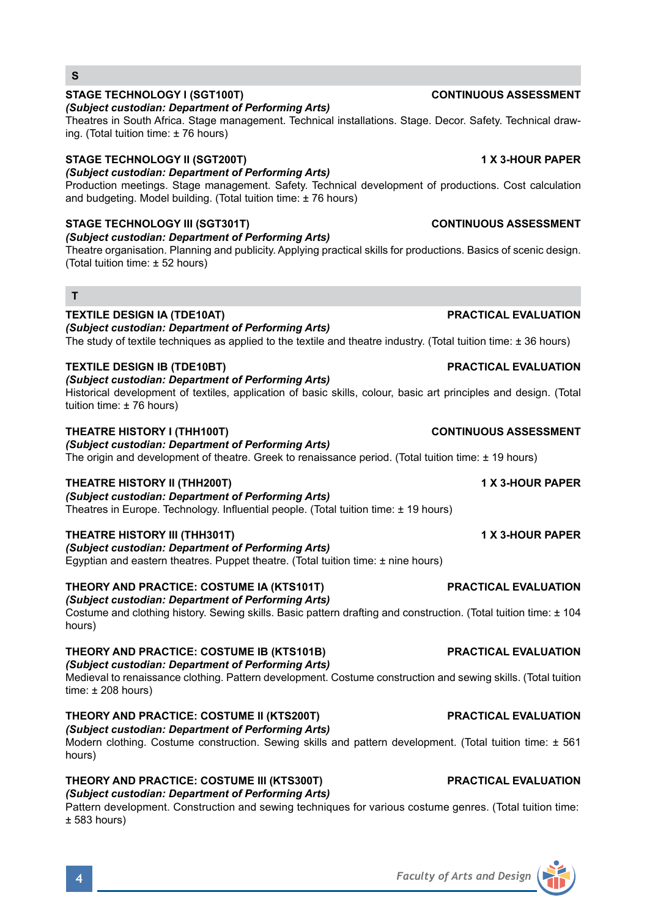## S

**STAGE TECHNOLOGY I (SGT100T)** **CONTINUOUS ASSESSMENT**
*(Subject custodian: Department of Performing Arts)*
Theatres in South Africa. Stage management. Technical installations. Stage. Decor. Safety. Technical drawing. (Total tuition time: ± 76 hours)

**STAGE TECHNOLOGY II (SGT200T)** **1 X 3-HOUR PAPER**
*(Subject custodian: Department of Performing Arts)*
Production meetings. Stage management. Safety. Technical development of productions. Cost calculation and budgeting. Model building. (Total tuition time: ± 76 hours)

**STAGE TECHNOLOGY III (SGT301T)** **CONTINUOUS ASSESSMENT**
*(Subject custodian: Department of Performing Arts)*
Theatre organisation. Planning and publicity. Applying practical skills for productions. Basics of scenic design. (Total tuition time: ± 52 hours)

## T

**TEXTILE DESIGN IA (TDE10AT)** **PRACTICAL EVALUATION**
*(Subject custodian: Department of Performing Arts)*
The study of textile techniques as applied to the textile and theatre industry. (Total tuition time: ± 36 hours)

**TEXTILE DESIGN IB (TDE10BT)** **PRACTICAL EVALUATION**
*(Subject custodian: Department of Performing Arts)*
Historical development of textiles, application of basic skills, colour, basic art principles and design. (Total tuition time: ± 76 hours)

**THEATRE HISTORY I (THH100T)** **CONTINUOUS ASSESSMENT**
*(Subject custodian: Department of Performing Arts)*
The origin and development of theatre. Greek to renaissance period. (Total tuition time: ± 19 hours)

**THEATRE HISTORY II (THH200T)** **1 X 3-HOUR PAPER**
*(Subject custodian: Department of Performing Arts)*
Theatres in Europe. Technology. Influential people. (Total tuition time: ± 19 hours)

**THEATRE HISTORY III (THH301T)** **1 X 3-HOUR PAPER**
*(Subject custodian: Department of Performing Arts)*
Egyptian and eastern theatres. Puppet theatre. (Total tuition time: ± nine hours)

**THEORY AND PRACTICE: COSTUME IA (KTS101T)** **PRACTICAL EVALUATION**
*(Subject custodian: Department of Performing Arts)*
Costume and clothing history. Sewing skills. Basic pattern drafting and construction. (Total tuition time: ± 104 hours)

**THEORY AND PRACTICE: COSTUME IB (KTS101B)** **PRACTICAL EVALUATION**
*(Subject custodian: Department of Performing Arts)*
Medieval to renaissance clothing. Pattern development. Costume construction and sewing skills. (Total tuition time: ± 208 hours)

**THEORY AND PRACTICE: COSTUME II (KTS200T)** **PRACTICAL EVALUATION**
*(Subject custodian: Department of Performing Arts)*
Modern clothing. Costume construction. Sewing skills and pattern development. (Total tuition time: ± 561 hours)

**THEORY AND PRACTICE: COSTUME III (KTS300T)** **PRACTICAL EVALUATION**
*(Subject custodian: Department of Performing Arts)*
Pattern development. Construction and sewing techniques for various costume genres. (Total tuition time: ± 583 hours)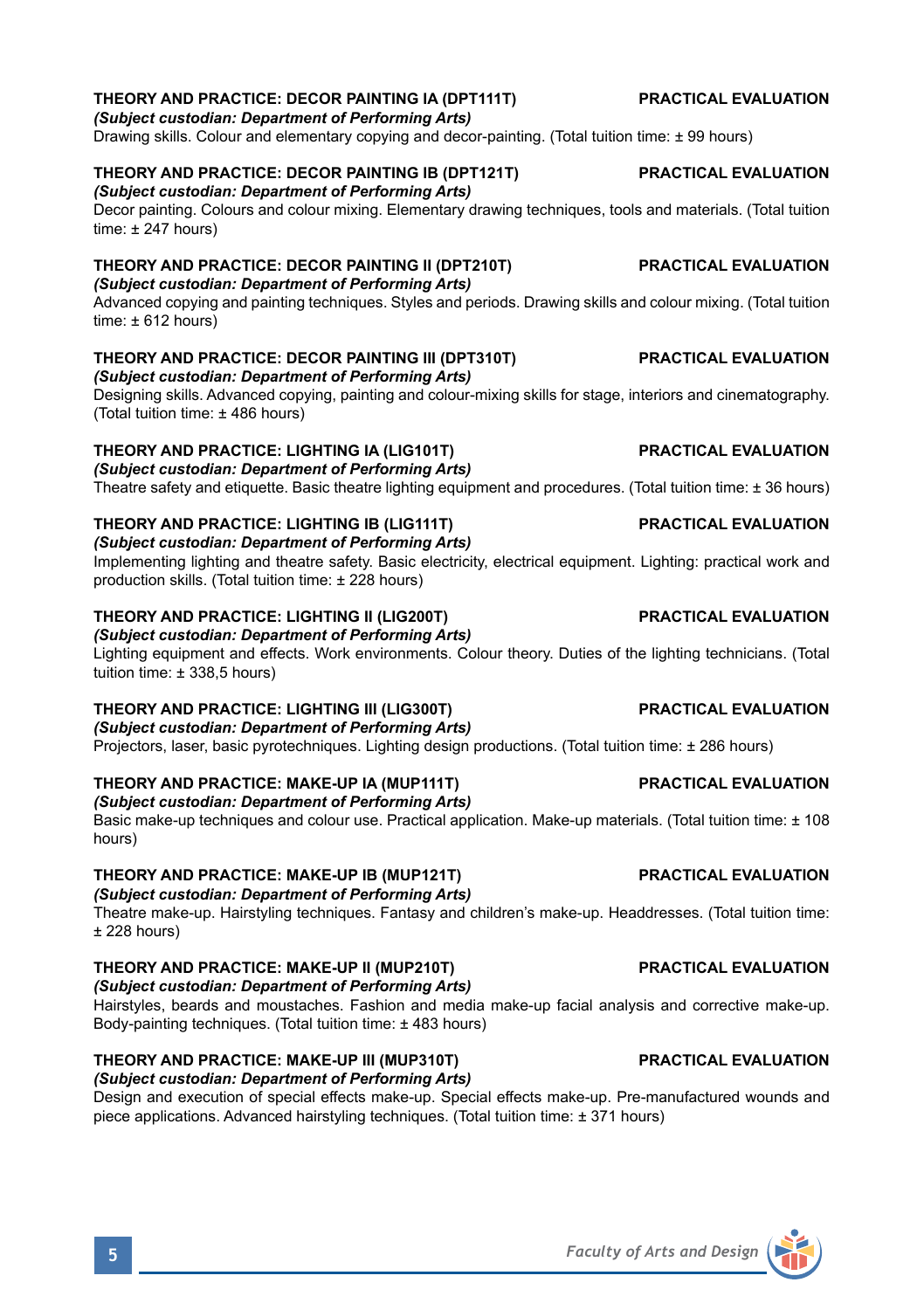**THEORY AND PRACTICE: DECOR PAINTING IA (DPT111T)** **PRACTICAL EVALUATION**
***(Subject custodian: Department of Performing Arts)***
Drawing skills. Colour and elementary copying and decor-painting. (Total tuition time: ± 99 hours)

**THEORY AND PRACTICE: DECOR PAINTING IB (DPT121T)** **PRACTICAL EVALUATION**
***(Subject custodian: Department of Performing Arts)***
Decor painting. Colours and colour mixing. Elementary drawing techniques, tools and materials. (Total tuition time: ± 247 hours)

**THEORY AND PRACTICE: DECOR PAINTING II (DPT210T)** **PRACTICAL EVALUATION**
***(Subject custodian: Department of Performing Arts)***
Advanced copying and painting techniques. Styles and periods. Drawing skills and colour mixing. (Total tuition time: ± 612 hours)

**THEORY AND PRACTICE: DECOR PAINTING III (DPT310T)** **PRACTICAL EVALUATION**
***(Subject custodian: Department of Performing Arts)***
Designing skills. Advanced copying, painting and colour-mixing skills for stage, interiors and cinematography. (Total tuition time: ± 486 hours)

**THEORY AND PRACTICE: LIGHTING IA (LIG101T)** **PRACTICAL EVALUATION**
***(Subject custodian: Department of Performing Arts)***
Theatre safety and etiquette. Basic theatre lighting equipment and procedures. (Total tuition time: ± 36 hours)

**THEORY AND PRACTICE: LIGHTING IB (LIG111T)** **PRACTICAL EVALUATION**
***(Subject custodian: Department of Performing Arts)***
Implementing lighting and theatre safety. Basic electricity, electrical equipment. Lighting: practical work and production skills. (Total tuition time: ± 228 hours)

**THEORY AND PRACTICE: LIGHTING II (LIG200T)** **PRACTICAL EVALUATION**
***(Subject custodian: Department of Performing Arts)***
Lighting equipment and effects. Work environments. Colour theory. Duties of the lighting technicians. (Total tuition time: ± 338,5 hours)

**THEORY AND PRACTICE: LIGHTING III (LIG300T)** **PRACTICAL EVALUATION**
***(Subject custodian: Department of Performing Arts)***
Projectors, laser, basic pyrotechniques. Lighting design productions. (Total tuition time: ± 286 hours)

**THEORY AND PRACTICE: MAKE-UP IA (MUP111T)** **PRACTICAL EVALUATION**
***(Subject custodian: Department of Performing Arts)***
Basic make-up techniques and colour use. Practical application. Make-up materials. (Total tuition time: ± 108 hours)

**THEORY AND PRACTICE: MAKE-UP IB (MUP121T)** **PRACTICAL EVALUATION**
***(Subject custodian: Department of Performing Arts)***
Theatre make-up. Hairstyling techniques. Fantasy and children's make-up. Headdresses. (Total tuition time: ± 228 hours)

**THEORY AND PRACTICE: MAKE-UP II (MUP210T)** **PRACTICAL EVALUATION**
***(Subject custodian: Department of Performing Arts)***
Hairstyles, beards and moustaches. Fashion and media make-up facial analysis and corrective make-up. Body-painting techniques. (Total tuition time: ± 483 hours)

**THEORY AND PRACTICE: MAKE-UP III (MUP310T)** **PRACTICAL EVALUATION**
***(Subject custodian: Department of Performing Arts)***
Design and execution of special effects make-up. Special effects make-up. Pre-manufactured wounds and piece applications. Advanced hairstyling techniques. (Total tuition time: ± 371 hours)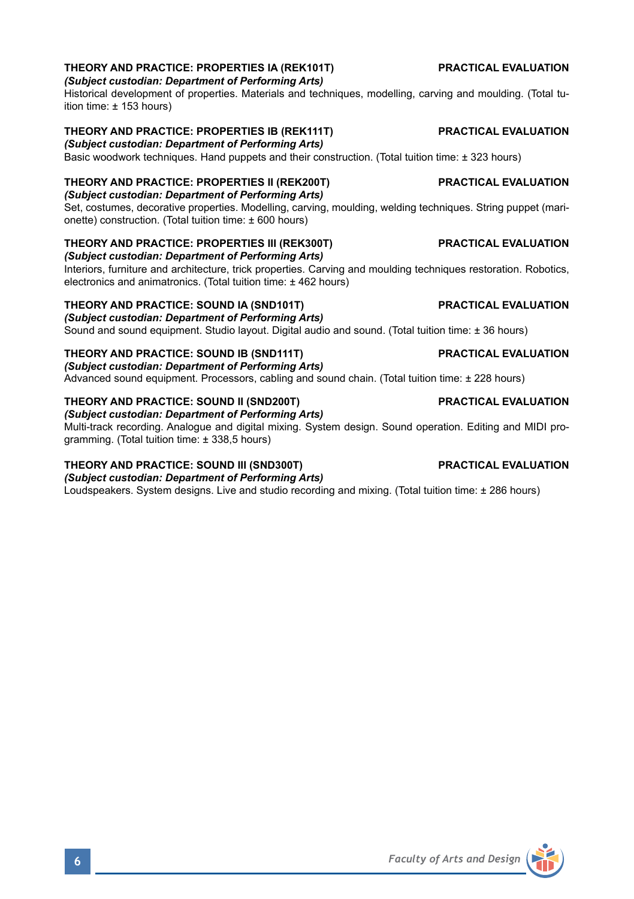**THEORY AND PRACTICE: PROPERTIES IA (REK101T)** **PRACTICAL EVALUATION**
***(Subject custodian: Department of Performing Arts)***
Historical development of properties. Materials and techniques, modelling, carving and moulding. (Total tuition time: ± 153 hours)

**THEORY AND PRACTICE: PROPERTIES IB (REK111T)** **PRACTICAL EVALUATION**
***(Subject custodian: Department of Performing Arts)***
Basic woodwork techniques. Hand puppets and their construction. (Total tuition time: ± 323 hours)

**THEORY AND PRACTICE: PROPERTIES II (REK200T)** **PRACTICAL EVALUATION**
***(Subject custodian: Department of Performing Arts)***
Set, costumes, decorative properties. Modelling, carving, moulding, welding techniques. String puppet (marionette) construction. (Total tuition time: ± 600 hours)

**THEORY AND PRACTICE: PROPERTIES III (REK300T)** **PRACTICAL EVALUATION**
***(Subject custodian: Department of Performing Arts)***
Interiors, furniture and architecture, trick properties. Carving and moulding techniques restoration. Robotics, electronics and animatronics. (Total tuition time: ± 462 hours)

**THEORY AND PRACTICE: SOUND IA (SND101T)** **PRACTICAL EVALUATION**
***(Subject custodian: Department of Performing Arts)***
Sound and sound equipment. Studio layout. Digital audio and sound. (Total tuition time: ± 36 hours)

**THEORY AND PRACTICE: SOUND IB (SND111T)** **PRACTICAL EVALUATION**
***(Subject custodian: Department of Performing Arts)***
Advanced sound equipment. Processors, cabling and sound chain. (Total tuition time: ± 228 hours)

**THEORY AND PRACTICE: SOUND II (SND200T)** **PRACTICAL EVALUATION**
***(Subject custodian: Department of Performing Arts)***
Multi-track recording. Analogue and digital mixing. System design. Sound operation. Editing and MIDI programming. (Total tuition time: ± 338,5 hours)

**THEORY AND PRACTICE: SOUND III (SND300T)** **PRACTICAL EVALUATION**
***(Subject custodian: Department of Performing Arts)***
Loudspeakers. System designs. Live and studio recording and mixing. (Total tuition time: ± 286 hours)